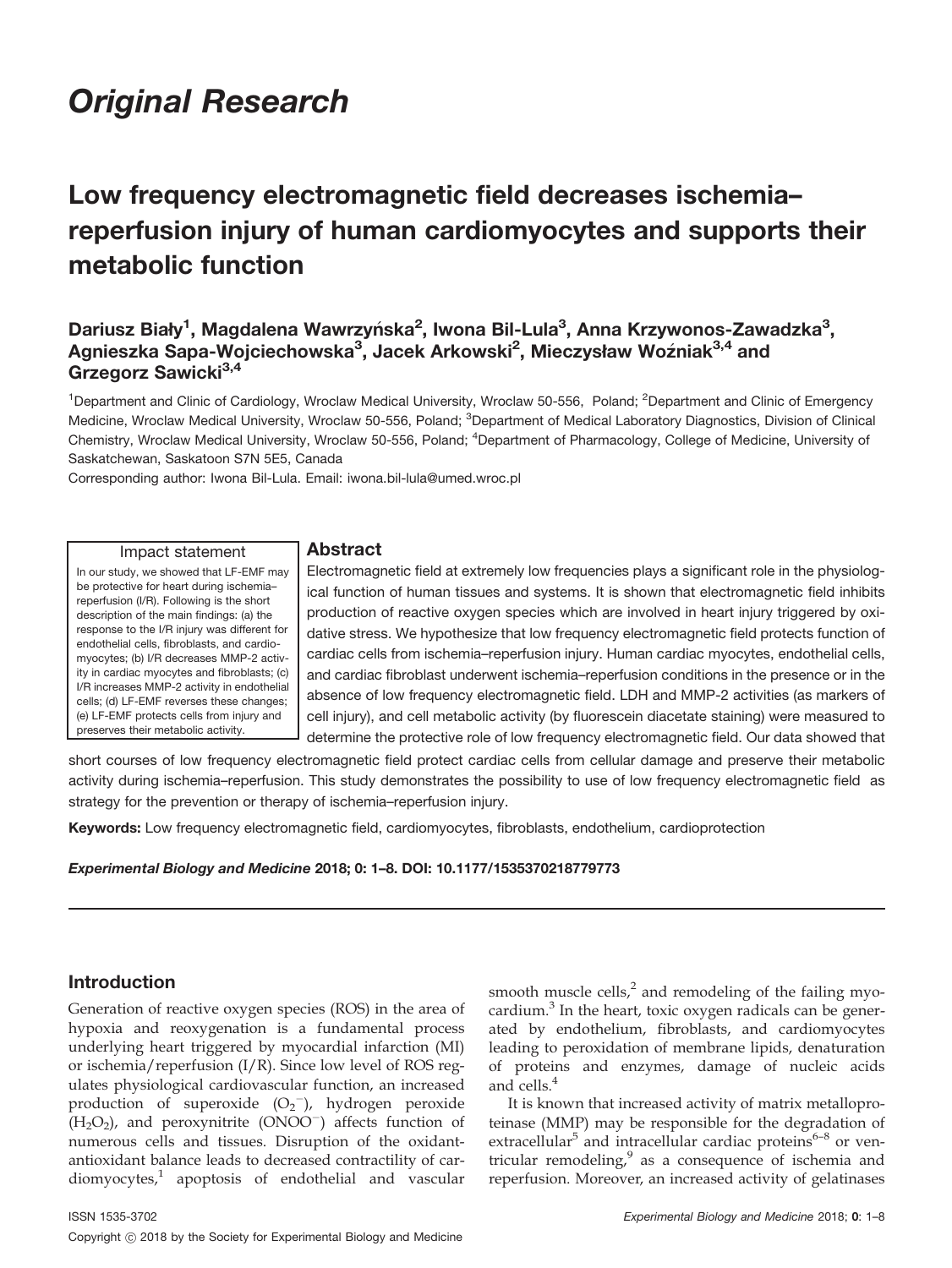*Original Research*

# Low frequency electromagnetic field decreases ischemia–reperfusion injury of human cardiomyocytes and supports their metabolic function

**Dariusz Biały[1], Magdalena Wawrzyńska[2], Iwona Bil-Lula[3], Anna Krzywonos-Zawadzka[3], Agnieszka Sapa-Wojciechowska[3], Jacek Arkowski[2], Mieczysław Woźniak[3,4] and Grzegorz Sawicki[3,4]**

[1]Department and Clinic of Cardiology, Wroclaw Medical University, Wroclaw 50-556, Poland; [2]Department and Clinic of Emergency Medicine, Wroclaw Medical University, Wroclaw 50-556, Poland; [3]Department of Medical Laboratory Diagnostics, Division of Clinical Chemistry, Wroclaw Medical University, Wroclaw 50-556, Poland; [4]Department of Pharmacology, College of Medicine, University of Saskatchewan, Saskatoon S7N 5E5, Canada

Corresponding author: Iwona Bil-Lula. Email: iwona.bil-lula@umed.wroc.pl

### Impact statement

In our study, we showed that LF-EMF may be protective for heart during ischemia–reperfusion (I/R). Following is the short description of the main findings: (a) the response to the I/R injury was different for endothelial cells, fibroblasts, and cardiomyocytes; (b) I/R decreases MMP-2 activity in cardiac myocytes and fibroblasts; (c) I/R increases MMP-2 activity in endothelial cells; (d) LF-EMF reverses these changes; (e) LF-EMF protects cells from injury and preserves their metabolic activity.

## Abstract

Electromagnetic field at extremely low frequencies plays a significant role in the physiological function of human tissues and systems. It is shown that electromagnetic field inhibits production of reactive oxygen species which are involved in heart injury triggered by oxidative stress. We hypothesize that low frequency electromagnetic field protects function of cardiac cells from ischemia–reperfusion injury. Human cardiac myocytes, endothelial cells, and cardiac fibroblast underwent ischemia–reperfusion conditions in the presence or in the absence of low frequency electromagnetic field. LDH and MMP-2 activities (as markers of cell injury), and cell metabolic activity (by fluorescein diacetate staining) were measured to determine the protective role of low frequency electromagnetic field. Our data showed that short courses of low frequency electromagnetic field protect cardiac cells from cellular damage and preserve their metabolic activity during ischemia–reperfusion. This study demonstrates the possibility to use of low frequency electromagnetic field as strategy for the prevention or therapy of ischemia–reperfusion injury.

**Keywords:** Low frequency electromagnetic field, cardiomyocytes, fibroblasts, endothelium, cardioprotection

***Experimental Biology and Medicine* 2018; 0: 1–8. DOI: 10.1177/1535370218779773**

## Introduction

Generation of reactive oxygen species (ROS) in the area of hypoxia and reoxygenation is a fundamental process underlying heart triggered by myocardial infarction (MI) or ischemia/reperfusion (I/R). Since low level of ROS regulates physiological cardiovascular function, an increased production of superoxide ($O_2^-$), hydrogen peroxide ($H_2O_2$), and peroxynitrite ($ONOO^-$) affects function of numerous cells and tissues. Disruption of the oxidant-antioxidant balance leads to decreased contractility of cardiomyocytes,[1] apoptosis of endothelial and vascular smooth muscle cells,[2] and remodeling of the failing myocardium.[3] In the heart, toxic oxygen radicals can be generated by endothelium, fibroblasts, and cardiomyocytes leading to peroxidation of membrane lipids, denaturation of proteins and enzymes, damage of nucleic acids and cells.[4]

It is known that increased activity of matrix metalloproteinase (MMP) may be responsible for the degradation of extracellular[5] and intracellular cardiac proteins[6–8] or ventricular remodeling,[9] as a consequence of ischemia and reperfusion. Moreover, an increased activity of gelatinases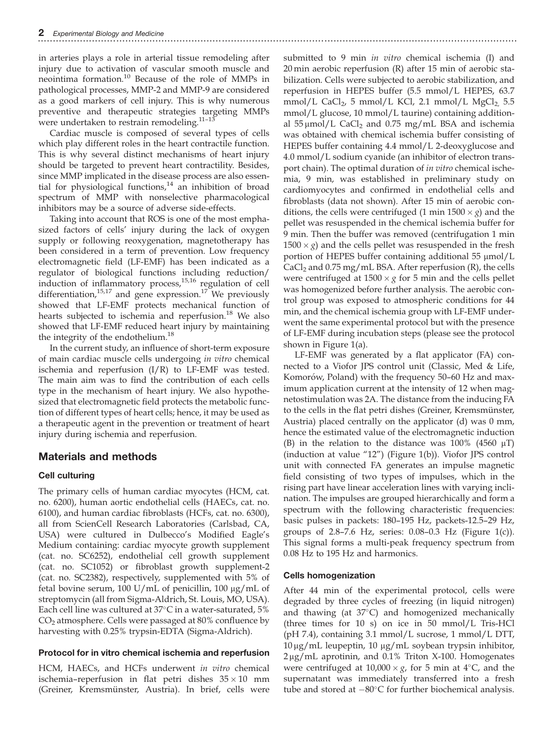in arteries plays a role in arterial tissue remodeling after injury due to activation of vascular smooth muscle and neointima formation.[10] Because of the role of MMPs in pathological processes, MMP-2 and MMP-9 are considered as a good markers of cell injury. This is why numerous preventive and therapeutic strategies targeting MMPs were undertaken to restrain remodeling.[11–13]

Cardiac muscle is composed of several types of cells which play different roles in the heart contractile function. This is why several distinct mechanisms of heart injury should be targeted to prevent heart contractility. Besides, since MMP implicated in the disease process are also essential for physiological functions,[14] an inhibition of broad spectrum of MMP with nonselective pharmacological inhibitors may be a source of adverse side-effects.

Taking into account that ROS is one of the most emphasized factors of cells' injury during the lack of oxygen supply or following reoxygenation, magnetotherapy has been considered in a term of prevention. Low frequency electromagnetic field (LF-EMF) has been indicated as a regulator of biological functions including reduction/induction of inflammatory process,[15,16] regulation of cell differentiation,[15,17] and gene expression.[17] We previously showed that LF-EMF protects mechanical function of hearts subjected to ischemia and reperfusion.[18] We also showed that LF-EMF reduced heart injury by maintaining the integrity of the endothelium.[18]

In the current study, an influence of short-term exposure of main cardiac muscle cells undergoing *in vitro* chemical ischemia and reperfusion (I/R) to LF-EMF was tested. The main aim was to find the contribution of each cells type in the mechanism of heart injury. We also hypothesized that electromagnetic field protects the metabolic function of different types of heart cells; hence, it may be used as a therapeutic agent in the prevention or treatment of heart injury during ischemia and reperfusion.

## Materials and methods

### Cell culturing

The primary cells of human cardiac myocytes (HCM, cat. no. 6200), human aortic endothelial cells (HAECs, cat. no. 6100), and human cardiac fibroblasts (HCFs, cat. no. 6300), all from ScienCell Research Laboratories (Carlsbad, CA, USA) were cultured in Dulbecco's Modified Eagle's Medium containing: cardiac myocyte growth supplement (cat. no. SC6252), endothelial cell growth supplement (cat. no. SC1052) or fibroblast growth supplement-2 (cat. no. SC2382), respectively, supplemented with 5% of fetal bovine serum, 100 U/mL of penicillin, 100 μg/mL of streptomycin (all from Sigma-Aldrich, St. Louis, MO, USA). Each cell line was cultured at 37°C in a water-saturated, 5% $CO_2$ atmosphere. Cells were passaged at 80% confluence by harvesting with 0.25% trypsin-EDTA (Sigma-Aldrich).

### Protocol for in vitro chemical ischemia and reperfusion

HCM, HAECs, and HCFs underwent *in vitro* chemical ischemia–reperfusion in flat petri dishes 35 × 10 mm (Greiner, Kremsmünster, Austria). In brief, cells were submitted to 9 min *in vitro* chemical ischemia (I) and 20 min aerobic reperfusion (R) after 15 min of aerobic stabilization. Cells were subjected to aerobic stabilization, and reperfusion in HEPES buffer (5.5 mmol/L HEPES, 63.7 mmol/L $CaCl_2$, 5 mmol/L KCl, 2.1 mmol/L $MgCl_2$, 5.5 mmol/L glucose, 10 mmol/L taurine) containing additional 55 μmol/L $CaCl_2$ and 0.75 mg/mL BSA and ischemia was obtained with chemical ischemia buffer consisting of HEPES buffer containing 4.4 mmol/L 2-deoxyglucose and 4.0 mmol/L sodium cyanide (an inhibitor of electron transport chain). The optimal duration of *in vitro* chemical ischemia, 9 min, was established in preliminary study on cardiomyocytes and confirmed in endothelial cells and fibroblasts (data not shown). After 15 min of aerobic conditions, the cells were centrifuged (1 min 1500 × *g*) and the pellet was resuspended in the chemical ischemia buffer for 9 min. Then the buffer was removed (centrifugation 1 min 1500 × *g*) and the cells pellet was resuspended in the fresh portion of HEPES buffer containing additional 55 μmol/L $CaCl_2$ and 0.75 mg/mL BSA. After reperfusion (R), the cells were centrifuged at 1500 × *g* for 5 min and the cells pellet was homogenized before further analysis. The aerobic control group was exposed to atmospheric conditions for 44 min, and the chemical ischemia group with LF-EMF underwent the same experimental protocol but with the presence of LF-EMF during incubation steps (please see the protocol shown in Figure 1(a).

LF-EMF was generated by a flat applicator (FA) connected to a Viofor JPS control unit (Classic, Med & Life, Komorów, Poland) with the frequency 50–60 Hz and maximum application current at the intensity of 12 when magnetostimulation was 2A. The distance from the inducing FA to the cells in the flat petri dishes (Greiner, Kremsmünster, Austria) placed centrally on the applicator (d) was 0 mm, hence the estimated value of the electromagnetic induction (B) in the relation to the distance was 100% (4560 μT) (induction at value "12") (Figure 1(b)). Viofor JPS control unit with connected FA generates an impulse magnetic field consisting of two types of impulses, which in the rising part have linear acceleration lines with varying inclination. The impulses are grouped hierarchically and form a spectrum with the following characteristic frequencies: basic pulses in packets: 180–195 Hz, packets-12.5–29 Hz, groups of 2.8–7.6 Hz, series: 0.08–0.3 Hz (Figure 1(c)). This signal forms a multi-peak frequency spectrum from 0.08 Hz to 195 Hz and harmonics.

### Cells homogenization

After 44 min of the experimental protocol, cells were degraded by three cycles of freezing (in liquid nitrogen) and thawing (at 37°C) and homogenized mechanically (three times for 10 s) on ice in 50 mmol/L Tris-HCl (pH 7.4), containing 3.1 mmol/L sucrose, 1 mmol/L DTT, 10 μg/mL leupeptin, 10 μg/mL soybean trypsin inhibitor, 2 μg/mL aprotinin, and 0.1% Triton X-100. Homogenates were centrifuged at 10,000 × *g*, for 5 min at 4°C, and the supernatant was immediately transferred into a fresh tube and stored at −80°C for further biochemical analysis.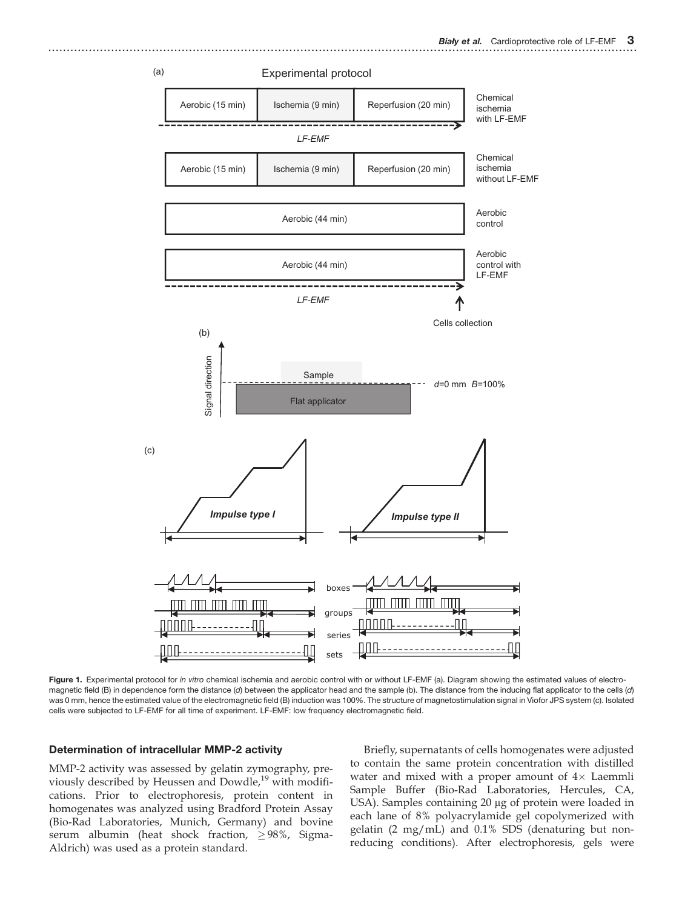Figure 1. Experimental protocol for *in vitro* chemical ischemia and aerobic control with or without LF-EMF (a). Diagram showing the estimated values of electromagnetic field (B) in dependence form the distance (*d*) between the applicator head and the sample (b). The distance from the inducing flat applicator to the cells (*d*) was 0 mm, hence the estimated value of the electromagnetic field (B) induction was 100%. The structure of magnetostimulation signal in Viofor JPS system (c). Isolated cells were subjected to LF-EMF for all time of experiment. LF-EMF: low frequency electromagnetic field.

### Determination of intracellular MMP-2 activity

MMP-2 activity was assessed by gelatin zymography, previously described by Heussen and Dowdle,[19] with modifications. Prior to electrophoresis, protein content in homogenates was analyzed using Bradford Protein Assay (Bio-Rad Laboratories, Munich, Germany) and bovine serum albumin (heat shock fraction, ≥98%, Sigma-Aldrich) was used as a protein standard.

Briefly, supernatants of cells homogenates were adjusted to contain the same protein concentration with distilled water and mixed with a proper amount of 4× Laemmli Sample Buffer (Bio-Rad Laboratories, Hercules, CA, USA). Samples containing 20 μg of protein were loaded in each lane of 8% polyacrylamide gel copolymerized with gelatin (2 mg/mL) and 0.1% SDS (denaturing but non-reducing conditions). After electrophoresis, gels were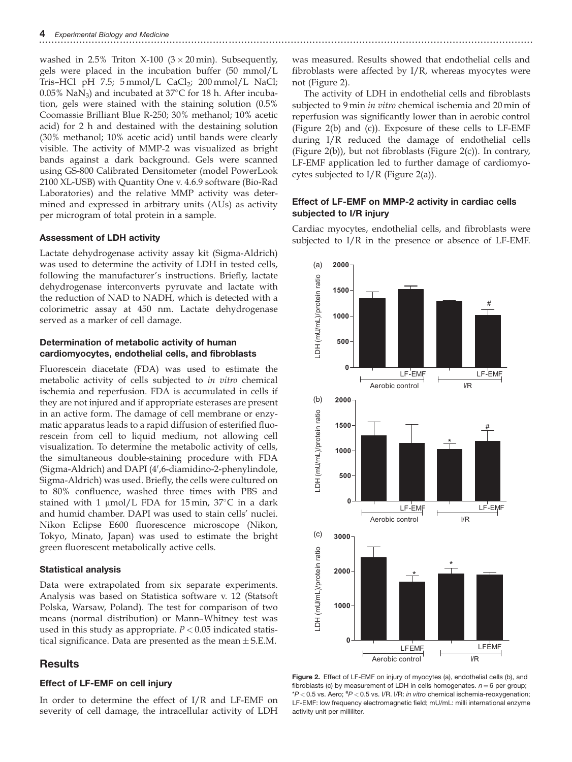washed in 2.5% Triton X-100 (3 × 20 min). Subsequently, gels were placed in the incubation buffer (50 mmol/L Tris–HCl pH 7.5; 5 mmol/L $CaCl_2$; 200 mmol/L NaCl; 0.05% $NaN_3$) and incubated at 37°C for 18 h. After incubation, gels were stained with the staining solution (0.5% Coomassie Brilliant Blue R-250; 30% methanol; 10% acetic acid) for 2 h and destained with the destaining solution (30% methanol; 10% acetic acid) until bands were clearly visible. The activity of MMP-2 was visualized as bright bands against a dark background. Gels were scanned using GS-800 Calibrated Densitometer (model PowerLook 2100 XL-USB) with Quantity One v. 4.6.9 software (Bio-Rad Laboratories) and the relative MMP activity was determined and expressed in arbitrary units (AUs) as activity per microgram of total protein in a sample.

### Assessment of LDH activity

Lactate dehydrogenase activity assay kit (Sigma-Aldrich) was used to determine the activity of LDH in tested cells, following the manufacturer's instructions. Briefly, lactate dehydrogenase interconverts pyruvate and lactate with the reduction of NAD to NADH, which is detected with a colorimetric assay at 450 nm. Lactate dehydrogenase served as a marker of cell damage.

### Determination of metabolic activity of human cardiomyocytes, endothelial cells, and fibroblasts

Fluorescein diacetate (FDA) was used to estimate the metabolic activity of cells subjected to *in vitro* chemical ischemia and reperfusion. FDA is accumulated in cells if they are not injured and if appropriate esterases are present in an active form. The damage of cell membrane or enzymatic apparatus leads to a rapid diffusion of esterified fluorescein from cell to liquid medium, not allowing cell visualization. To determine the metabolic activity of cells, the simultaneous double-staining procedure with FDA (Sigma-Aldrich) and DAPI (4′,6-diamidino-2-phenylindole, Sigma-Aldrich) was used. Briefly, the cells were cultured on to 80% confluence, washed three times with PBS and stained with 1 μmol/L FDA for 15 min, 37°C in a dark and humid chamber. DAPI was used to stain cells' nuclei. Nikon Eclipse E600 fluorescence microscope (Nikon, Tokyo, Minato, Japan) was used to estimate the bright green fluorescent metabolically active cells.

### Statistical analysis

Data were extrapolated from six separate experiments. Analysis was based on Statistica software v. 12 (Statsoft Polska, Warsaw, Poland). The test for comparison of two means (normal distribution) or Mann–Whitney test was used in this study as appropriate. $P < 0.05$ indicated statistical significance. Data are presented as the mean ± S.E.M.

## Results

### Effect of LF-EMF on cell injury

In order to determine the effect of I/R and LF-EMF on severity of cell damage, the intracellular activity of LDH was measured. Results showed that endothelial cells and fibroblasts were affected by I/R, whereas myocytes were not (Figure 2).

The activity of LDH in endothelial cells and fibroblasts subjected to 9 min *in vitro* chemical ischemia and 20 min of reperfusion was significantly lower than in aerobic control (Figure 2(b) and (c)). Exposure of these cells to LF-EMF during I/R reduced the damage of endothelial cells (Figure 2(b)), but not fibroblasts (Figure 2(c)). In contrary, LF-EMF application led to further damage of cardiomyocytes subjected to I/R (Figure 2(a)).

### Effect of LF-EMF on MMP-2 activity in cardiac cells subjected to I/R injury

Cardiac myocytes, endothelial cells, and fibroblasts were subjected to I/R in the presence or absence of LF-EMF.

**Figure 2.** Effect of LF-EMF on injury of myocytes (a), endothelial cells (b), and fibroblasts (c) by measurement of LDH in cells homogenates. $n = 6$ per group; *$P < 0.5$ vs. Aero; #$P < 0.5$ vs. I/R. I/R: *in vitro* chemical ischemia-reoxygenation; LF-EMF: low frequency electromagnetic field; mU/mL: milli international enzyme activity unit per milliliter.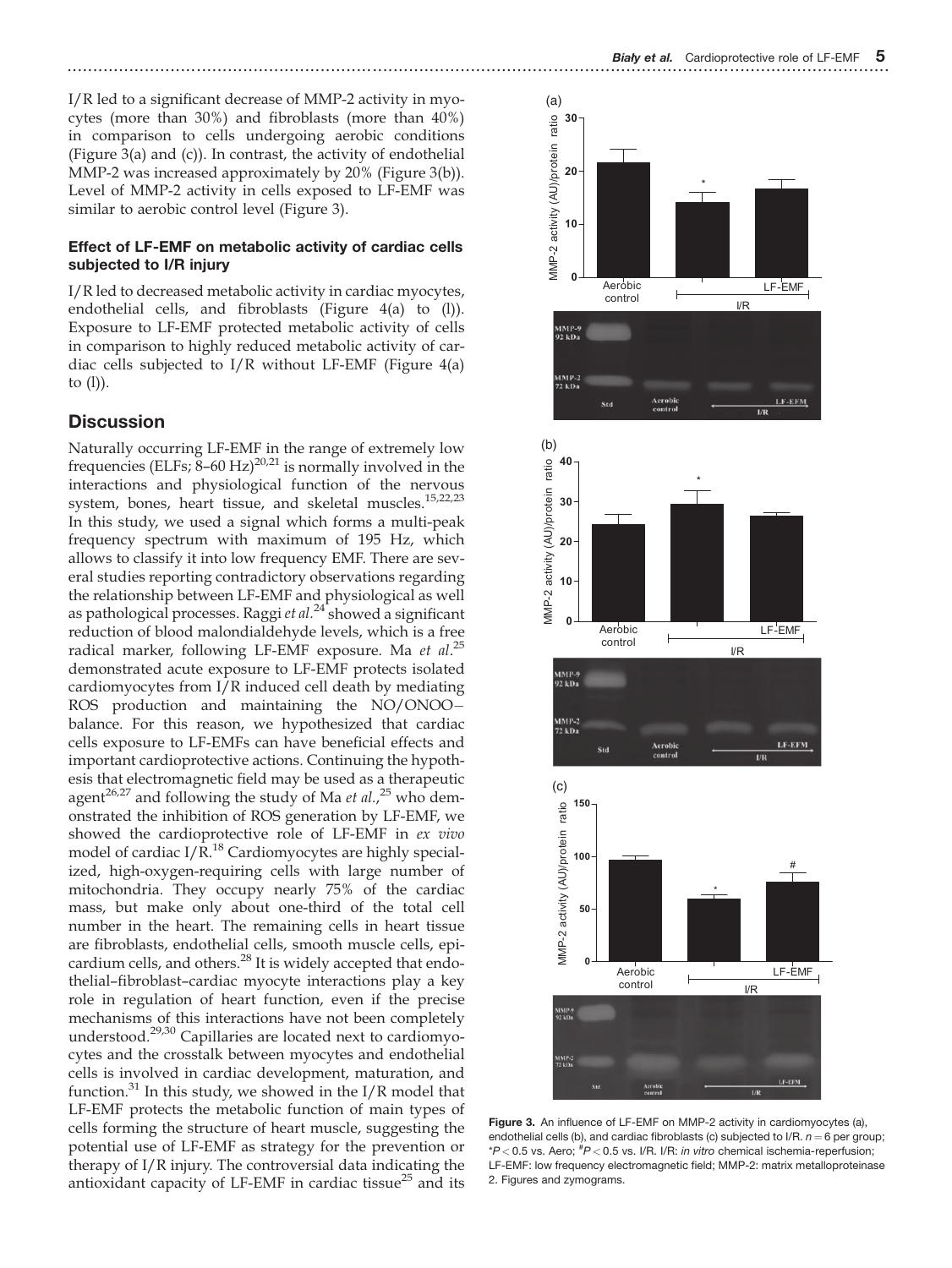I/R led to a significant decrease of MMP-2 activity in myocytes (more than 30%) and fibroblasts (more than 40%) in comparison to cells undergoing aerobic conditions (Figure 3(a) and (c)). In contrast, the activity of endothelial MMP-2 was increased approximately by 20% (Figure 3(b)). Level of MMP-2 activity in cells exposed to LF-EMF was similar to aerobic control level (Figure 3).

### Effect of LF-EMF on metabolic activity of cardiac cells subjected to I/R injury

I/R led to decreased metabolic activity in cardiac myocytes, endothelial cells, and fibroblasts (Figure 4(a) to (l)). Exposure to LF-EMF protected metabolic activity of cells in comparison to highly reduced metabolic activity of cardiac cells subjected to I/R without LF-EMF (Figure 4(a) to (l)).

## Discussion

Naturally occurring LF-EMF in the range of extremely low frequencies (ELFs; 8–60 Hz)[20,21] is normally involved in the interactions and physiological function of the nervous system, bones, heart tissue, and skeletal muscles.[15,22,23] In this study, we used a signal which forms a multi-peak frequency spectrum with maximum of 195 Hz, which allows to classify it into low frequency EMF. There are several studies reporting contradictory observations regarding the relationship between LF-EMF and physiological as well as pathological processes. Raggi *et al.*[24] showed a significant reduction of blood malondialdehyde levels, which is a free radical marker, following LF-EMF exposure. Ma *et al.*[25] demonstrated acute exposure to LF-EMF protects isolated cardiomyocytes from I/R induced cell death by mediating ROS production and maintaining the NO/ONOO− balance. For this reason, we hypothesized that cardiac cells exposure to LF-EMFs can have beneficial effects and important cardioprotective actions. Continuing the hypothesis that electromagnetic field may be used as a therapeutic agent[26,27] and following the study of Ma *et al.*,[25] who demonstrated the inhibition of ROS generation by LF-EMF, we showed the cardioprotective role of LF-EMF in *ex vivo* model of cardiac I/R.[18] Cardiomyocytes are highly specialized, high-oxygen-requiring cells with large number of mitochondria. They occupy nearly 75% of the cardiac mass, but make only about one-third of the total cell number in the heart. The remaining cells in heart tissue are fibroblasts, endothelial cells, smooth muscle cells, epicardium cells, and others.[28] It is widely accepted that endothelial–fibroblast–cardiac myocyte interactions play a key role in regulation of heart function, even if the precise mechanisms of this interactions have not been completely understood.[29,30] Capillaries are located next to cardiomyocytes and the crosstalk between myocytes and endothelial cells is involved in cardiac development, maturation, and function.[31] In this study, we showed in the I/R model that LF-EMF protects the metabolic function of main types of cells forming the structure of heart muscle, suggesting the potential use of LF-EMF as strategy for the prevention or therapy of I/R injury. The controversial data indicating the antioxidant capacity of LF-EMF in cardiac tissue[25] and its

**Figure 3.** An influence of LF-EMF on MMP-2 activity in cardiomyocytes (a), endothelial cells (b), and cardiac fibroblasts (c) subjected to I/R. $n = 6$ per group; $^{*}P < 0.5$ vs. Aero; $^{\#}P < 0.5$ vs. I/R. I/R: *in vitro* chemical ischemia-reperfusion; LF-EMF: low frequency electromagnetic field; MMP-2: matrix metalloproteinase 2. Figures and zymograms.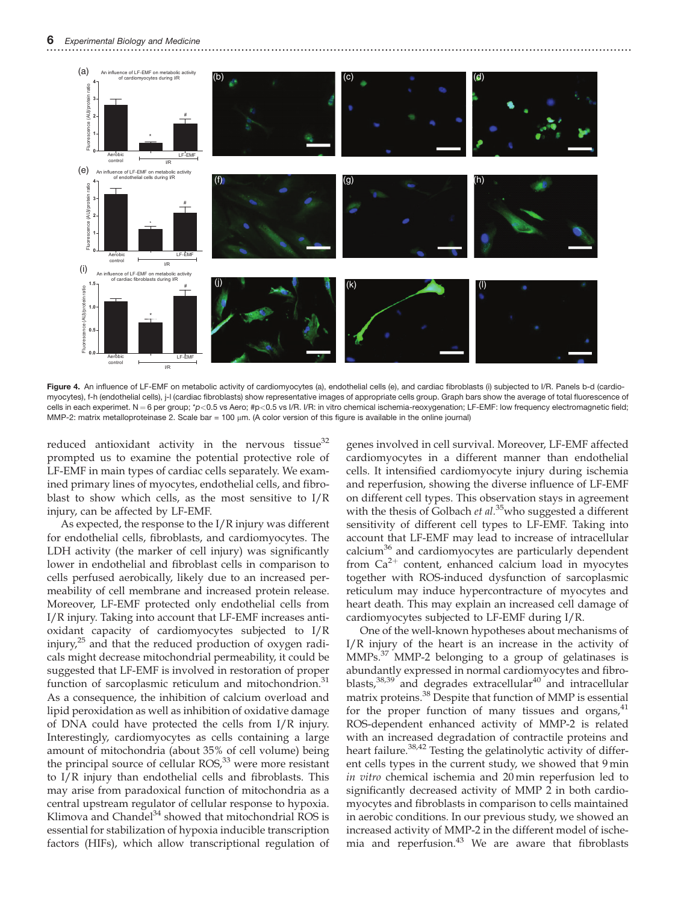**Figure 4.** An influence of LF-EMF on metabolic activity of cardiomyocytes (a), endothelial cells (e), and cardiac fibroblasts (i) subjected to I/R. Panels b-d (cardiomyocytes), f-h (endothelial cells), j-l (cardiac fibroblasts) show representative images of appropriate cells group. Graph bars show the average of total fluorescence of cells in each experimet. N = 6 per group; *$p<0.5$ vs Aero; #$p<0.5$ vs I/R. I/R: in vitro chemical ischemia-reoxygenation; LF-EMF: low frequency electromagnetic field; MMP-2: matrix metalloproteinase 2. Scale bar = 100 μm. (A color version of this figure is available in the online journal)

reduced antioxidant activity in the nervous tissue[32] prompted us to examine the potential protective role of LF-EMF in main types of cardiac cells separately. We examined primary lines of myocytes, endothelial cells, and fibroblast to show which cells, as the most sensitive to I/R injury, can be affected by LF-EMF.

As expected, the response to the I/R injury was different for endothelial cells, fibroblasts, and cardiomyocytes. The LDH activity (the marker of cell injury) was significantly lower in endothelial and fibroblast cells in comparison to cells perfused aerobically, likely due to an increased permeability of cell membrane and increased protein release. Moreover, LF-EMF protected only endothelial cells from I/R injury. Taking into account that LF-EMF increases antioxidant capacity of cardiomyocytes subjected to I/R injury,[25] and that the reduced production of oxygen radicals might decrease mitochondrial permeability, it could be suggested that LF-EMF is involved in restoration of proper function of sarcoplasmic reticulum and mitochondrion.[31] As a consequence, the inhibition of calcium overload and lipid peroxidation as well as inhibition of oxidative damage of DNA could have protected the cells from I/R injury. Interestingly, cardiomyocytes as cells containing a large amount of mitochondria (about 35% of cell volume) being the principal source of cellular ROS,[33] were more resistant to I/R injury than endothelial cells and fibroblasts. This may arise from paradoxical function of mitochondria as a central upstream regulator of cellular response to hypoxia. Klimova and Chandel[34] showed that mitochondrial ROS is essential for stabilization of hypoxia inducible transcription factors (HIFs), which allow transcriptional regulation of genes involved in cell survival. Moreover, LF-EMF affected cardiomyocytes in a different manner than endothelial cells. It intensified cardiomyocyte injury during ischemia and reperfusion, showing the diverse influence of LF-EMF on different cell types. This observation stays in agreement with the thesis of Golbach *et al.*[35] who suggested a different sensitivity of different cell types to LF-EMF. Taking into account that LF-EMF may lead to increase of intracellular calcium[36] and cardiomyocytes are particularly dependent from $Ca^{2+}$ content, enhanced calcium load in myocytes together with ROS-induced dysfunction of sarcoplasmic reticulum may induce hypercontracture of myocytes and heart death. This may explain an increased cell damage of cardiomyocytes subjected to LF-EMF during I/R.

One of the well-known hypotheses about mechanisms of I/R injury of the heart is an increase in the activity of MMPs.[37] MMP-2 belonging to a group of gelatinases is abundantly expressed in normal cardiomyocytes and fibroblasts,[38,39] and degrades extracellular[40] and intracellular matrix proteins.[38] Despite that function of MMP is essential for the proper function of many tissues and organs,[41] ROS-dependent enhanced activity of MMP-2 is related with an increased degradation of contractile proteins and heart failure.[38,42] Testing the gelatinolytic activity of different cells types in the current study, we showed that 9 min *in vitro* chemical ischemia and 20 min reperfusion led to significantly decreased activity of MMP 2 in both cardiomyocytes and fibroblasts in comparison to cells maintained in aerobic conditions. In our previous study, we showed an increased activity of MMP-2 in the different model of ischemia and reperfusion.[43] We are aware that fibroblasts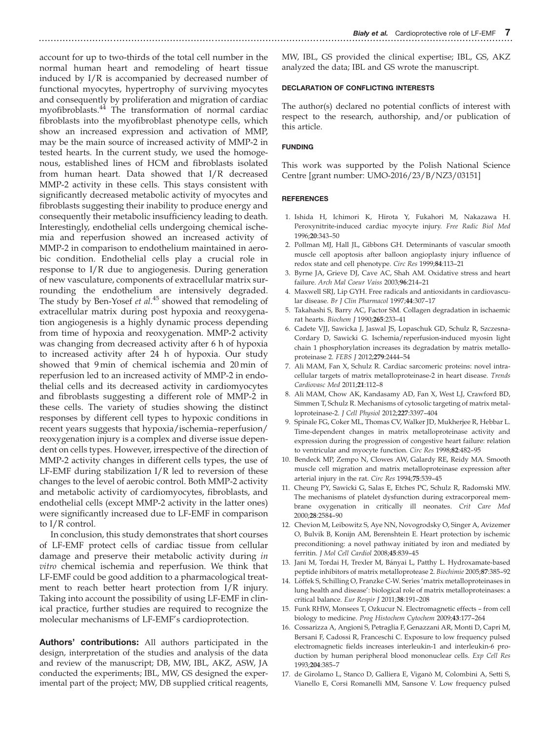account for up to two-thirds of the total cell number in the normal human heart and remodeling of heart tissue induced by I/R is accompanied by decreased number of functional myocytes, hypertrophy of surviving myocytes and consequently by proliferation and migration of cardiac myofibroblasts.[44] The transformation of normal cardiac fibroblasts into the myofibroblast phenotype cells, which show an increased expression and activation of MMP, may be the main source of increased activity of MMP-2 in tested hearts. In the current study, we used the homogenous, established lines of HCM and fibroblasts isolated from human heart. Data showed that I/R decreased MMP-2 activity in these cells. This stays consistent with significantly decreased metabolic activity of myocytes and fibroblasts suggesting their inability to produce energy and consequently their metabolic insufficiency leading to death. Interestingly, endothelial cells undergoing chemical ischemia and reperfusion showed an increased activity of MMP-2 in comparison to endothelium maintained in aerobic condition. Endothelial cells play a crucial role in response to I/R due to angiogenesis. During generation of new vasculature, components of extracellular matrix surrounding the endothelium are intensively degraded. The study by Ben-Yosef *et al*.[45] showed that remodeling of extracellular matrix during post hypoxia and reoxygenation angiogenesis is a highly dynamic process depending from time of hypoxia and reoxygenation. MMP-2 activity was changing from decreased activity after 6 h of hypoxia to increased activity after 24 h of hypoxia. Our study showed that 9 min of chemical ischemia and 20 min of reperfusion led to an increased activity of MMP-2 in endothelial cells and its decreased activity in cardiomyocytes and fibroblasts suggesting a different role of MMP-2 in these cells. The variety of studies showing the distinct responses by different cell types to hypoxic conditions in recent years suggests that hypoxia/ischemia–reperfusion/reoxygenation injury is a complex and diverse issue dependent on cells types. However, irrespective of the direction of MMP-2 activity changes in different cells types, the use of LF-EMF during stabilization I/R led to reversion of these changes to the level of aerobic control. Both MMP-2 activity and metabolic activity of cardiomyocytes, fibroblasts, and endothelial cells (except MMP-2 activity in the latter ones) were significantly increased due to LF-EMF in comparison to I/R control.

In conclusion, this study demonstrates that short courses of LF-EMF protect cells of cardiac tissue from cellular damage and preserve their metabolic activity during *in vitro* chemical ischemia and reperfusion. We think that LF-EMF could be good addition to a pharmacological treatment to reach better heart protection from I/R injury. Taking into account the possibility of using LF-EMF in clinical practice, further studies are required to recognize the molecular mechanisms of LF-EMF's cardioprotection.

**Authors' contributions:** All authors participated in the design, interpretation of the studies and analysis of the data and review of the manuscript; DB, MW, IBL, AKZ, ASW, JA conducted the experiments; IBL, MW, GS designed the experimental part of the project; MW, DB supplied critical reagents, MW, IBL, GS provided the clinical expertise; IBL, GS, AKZ analyzed the data; IBL and GS wrote the manuscript.

#### DECLARATION OF CONFLICTING INTERESTS

The author(s) declared no potential conflicts of interest with respect to the research, authorship, and/or publication of this article.

#### FUNDING

This work was supported by the Polish National Science Centre [grant number: UMO-2016/23/B/NZ3/03151]

#### REFERENCES

1. Ishida H, Ichimori K, Hirota Y, Fukahori M, Nakazawa H. Peroxynitrite-induced cardiac myocyte injury. *Free Radic Biol Med* 1996;**20**:343–50
2. Pollman MJ, Hall JL, Gibbons GH. Determinants of vascular smooth muscle cell apoptosis after balloon angioplasty injury influence of redox state and cell phenotype. *Circ Res* 1999;**84**:113–21
3. Byrne JA, Grieve DJ, Cave AC, Shah AM. Oxidative stress and heart failure. *Arch Mal Coeur Vaiss* 2003;**96**:214–21
4. Maxwell SRJ, Lip GYH. Free radicals and antioxidants in cardiovascular disease. *Br J Clin Pharmacol* 1997;**44**:307–17
5. Takahashi S, Barry AC, Factor SM. Collagen degradation in ischaemic rat hearts. *Biochem J* 1990;**265**:233–41
6. Cadete VJJ, Sawicka J, Jaswal JS, Lopaschuk GD, Schulz R, Szczesna-Cordary D, Sawicki G. Ischemia/reperfusion-induced myosin light chain 1 phosphorylation increases its degradation by matrix metalloproteinase 2. *FEBS J* 2012;**279**:2444–54
7. Ali MAM, Fan X, Schulz R. Cardiac sarcomeric proteins: novel intracellular targets of matrix metalloproteinase-2 in heart disease. *Trends Cardiovasc Med* 2011;**21**:112–8
8. Ali MAM, Chow AK, Kandasamy AD, Fan X, West LJ, Crawford BD, Simmen T, Schulz R. Mechanisms of cytosolic targeting of matrix metalloproteinase-2. *J Cell Physiol* 2012;**227**:3397–404
9. Spinale FG, Coker ML, Thomas CV, Walker JD, Mukherjee R, Hebbar L. Time-dependent changes in matrix metalloproteinase activity and expression during the progression of congestive heart failure: relation to ventricular and myocyte function. *Circ Res* 1998;**82**:482–95
10. Bendeck MP, Zempo N, Clowes AW, Galardy RE, Reidy MA. Smooth muscle cell migration and matrix metalloproteinase expression after arterial injury in the rat. *Circ Res* 1994;**75**:539–45
11. Cheung PY, Sawicki G, Salas E, Etches PC, Schulz R, Radomski MW. The mechanisms of platelet dysfunction during extracorporeal membrane oxygenation in critically ill neonates. *Crit Care Med* 2000;**28**:2584–90
12. Chevion M, Leibowitz S, Aye NN, Novogrodsky O, Singer A, Avizemer O, Bulvik B, Konijn AM, Berenshtein E. Heart protection by ischemic preconditioning: a novel pathway initiated by iron and mediated by ferritin. *J Mol Cell Cardiol* 2008;**45**:839–45
13. Jani M, Tordai H, Trexler M, Bányai L, Patthy L. Hydroxamate-based peptide inhibitors of matrix metalloprotease 2. *Biochimie* 2005;**87**:385–92
14. Löffek S, Schilling O, Franzke C-W. Series 'matrix metalloproteinases in lung health and disease': biological role of matrix metalloproteinases: a critical balance. *Eur Respir J* 2011;**38**:191–208
15. Funk RHW, Monsees T, Ozkucur N. Electromagnetic effects – from cell biology to medicine. *Prog Histochem Cytochem* 2009;**43**:177–264
16. Cossarizza A, Angioni S, Petraglia F, Genazzani AR, Monti D, Capri M, Bersani F, Cadossi R, Franceschi C. Exposure to low frequency pulsed electromagnetic fields increases interleukin-1 and interleukin-6 production by human peripheral blood mononuclear cells. *Exp Cell Res* 1993;**204**:385–7
17. de Girolamo L, Stanco D, Galliera E, Viganò M, Colombini A, Setti S, Vianello E, Corsi Romanelli MM, Sansone V. Low frequency pulsed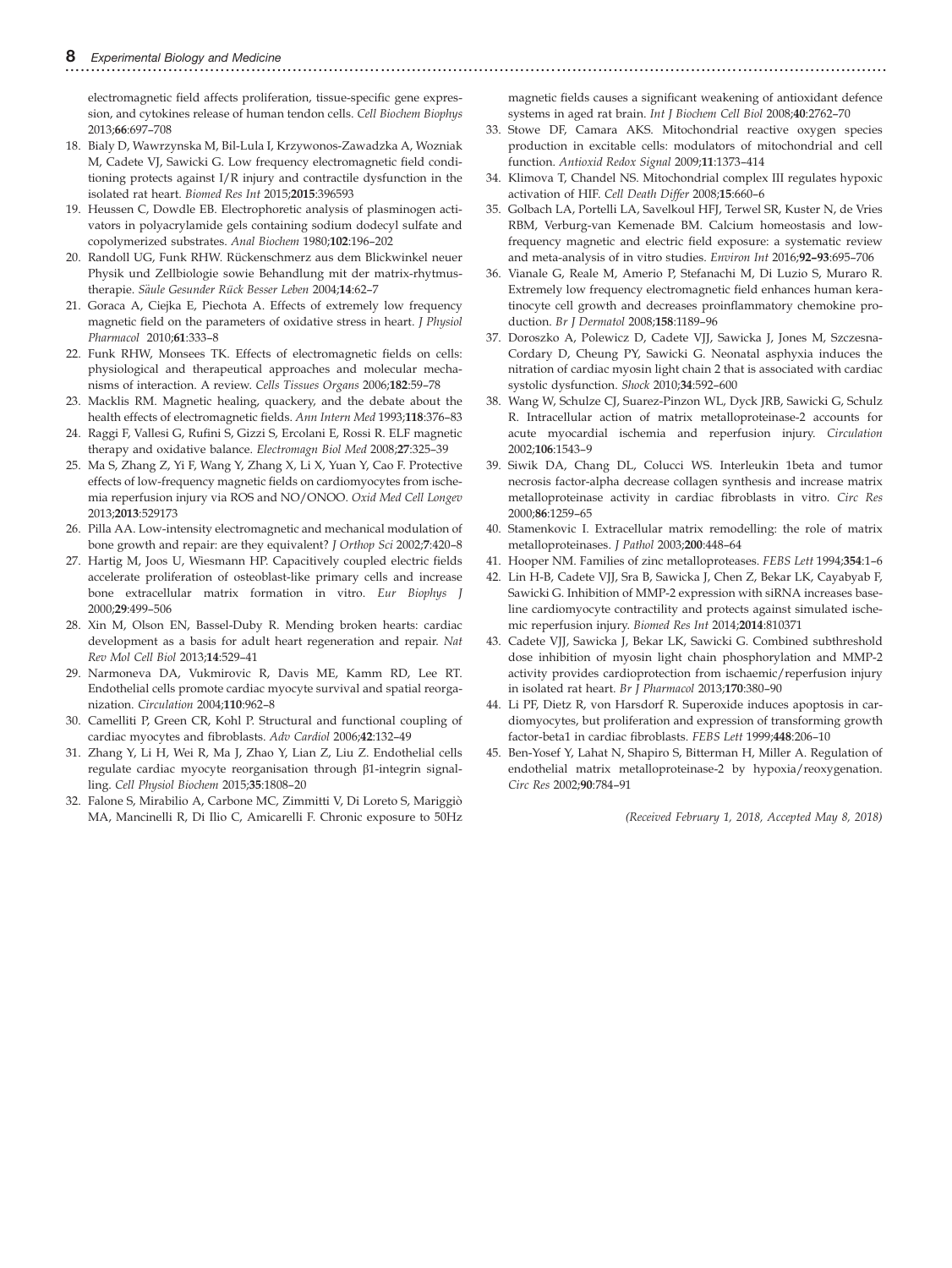electromagnetic field affects proliferation, tissue-specific gene expression, and cytokines release of human tendon cells. *Cell Biochem Biophys* 2013;**66**:697–708

18. Bialy D, Wawrzynska M, Bil-Lula I, Krzywonos-Zawadzka A, Wozniak M, Cadete VJ, Sawicki G. Low frequency electromagnetic field conditioning protects against I/R injury and contractile dysfunction in the isolated rat heart. *Biomed Res Int* 2015;**2015**:396593
19. Heussen C, Dowdle EB. Electrophoretic analysis of plasminogen activators in polyacrylamide gels containing sodium dodecyl sulfate and copolymerized substrates. *Anal Biochem* 1980;**102**:196–202
20. Randoll UG, Funk RHW. Rückenschmerz aus dem Blickwinkel neuer Physik und Zellbiologie sowie Behandlung mit der matrix-rhytmustherapie. *Säule Gesunder Rück Besser Leben* 2004;**14**:62–7
21. Goraca A, Ciejka E, Piechota A. Effects of extremely low frequency magnetic field on the parameters of oxidative stress in heart. *J Physiol Pharmacol* 2010;**61**:333–8
22. Funk RHW, Monsees TK. Effects of electromagnetic fields on cells: physiological and therapeutical approaches and molecular mechanisms of interaction. A review. *Cells Tissues Organs* 2006;**182**:59–78
23. Macklis RM. Magnetic healing, quackery, and the debate about the health effects of electromagnetic fields. *Ann Intern Med* 1993;**118**:376–83
24. Raggi F, Vallesi G, Rufini S, Gizzi S, Ercolani E, Rossi R. ELF magnetic therapy and oxidative balance. *Electromagn Biol Med* 2008;**27**:325–39
25. Ma S, Zhang Z, Yi F, Wang Y, Zhang X, Li X, Yuan Y, Cao F. Protective effects of low-frequency magnetic fields on cardiomyocytes from ischemia reperfusion injury via ROS and NO/ONOO. *Oxid Med Cell Longev* 2013;**2013**:529173
26. Pilla AA. Low-intensity electromagnetic and mechanical modulation of bone growth and repair: are they equivalent? *J Orthop Sci* 2002;**7**:420–8
27. Hartig M, Joos U, Wiesmann HP. Capacitively coupled electric fields accelerate proliferation of osteoblast-like primary cells and increase bone extracellular matrix formation in vitro. *Eur Biophys J* 2000;**29**:499–506
28. Xin M, Olson EN, Bassel-Duby R. Mending broken hearts: cardiac development as a basis for adult heart regeneration and repair. *Nat Rev Mol Cell Biol* 2013;**14**:529–41
29. Narmoneva DA, Vukmirovic R, Davis ME, Kamm RD, Lee RT. Endothelial cells promote cardiac myocyte survival and spatial reorganization. *Circulation* 2004;**110**:962–8
30. Camelliti P, Green CR, Kohl P. Structural and functional coupling of cardiac myocytes and fibroblasts. *Adv Cardiol* 2006;**42**:132–49
31. Zhang Y, Li H, Wei R, Ma J, Zhao Y, Lian Z, Liu Z. Endothelial cells regulate cardiac myocyte reorganisation through β1-integrin signalling. *Cell Physiol Biochem* 2015;**35**:1808–20
32. Falone S, Mirabilio A, Carbone MC, Zimmitti V, Di Loreto S, Mariggiò MA, Mancinelli R, Di Ilio C, Amicarelli F. Chronic exposure to 50Hz magnetic fields causes a significant weakening of antioxidant defence systems in aged rat brain. *Int J Biochem Cell Biol* 2008;**40**:2762–70
33. Stowe DF, Camara AKS. Mitochondrial reactive oxygen species production in excitable cells: modulators of mitochondrial and cell function. *Antioxid Redox Signal* 2009;**11**:1373–414
34. Klimova T, Chandel NS. Mitochondrial complex III regulates hypoxic activation of HIF. *Cell Death Differ* 2008;**15**:660–6
35. Golbach LA, Portelli LA, Savelkoul HFJ, Terwel SR, Kuster N, de Vries RBM, Verburg-van Kemenade BM. Calcium homeostasis and low-frequency magnetic and electric field exposure: a systematic review and meta-analysis of in vitro studies. *Environ Int* 2016;**92–93**:695–706
36. Vianale G, Reale M, Amerio P, Stefanachi M, Di Luzio S, Muraro R. Extremely low frequency electromagnetic field enhances human keratinocyte cell growth and decreases proinflammatory chemokine production. *Br J Dermatol* 2008;**158**:1189–96
37. Doroszko A, Polewicz D, Cadete VJJ, Sawicka J, Jones M, Szczesna-Cordary D, Cheung PY, Sawicki G. Neonatal asphyxia induces the nitration of cardiac myosin light chain 2 that is associated with cardiac systolic dysfunction. *Shock* 2010;**34**:592–600
38. Wang W, Schulze CJ, Suarez-Pinzon WL, Dyck JRB, Sawicki G, Schulz R. Intracellular action of matrix metalloproteinase-2 accounts for acute myocardial ischemia and reperfusion injury. *Circulation* 2002;**106**:1543–9
39. Siwik DA, Chang DL, Colucci WS. Interleukin 1beta and tumor necrosis factor-alpha decrease collagen synthesis and increase matrix metalloproteinase activity in cardiac fibroblasts in vitro. *Circ Res* 2000;**86**:1259–65
40. Stamenkovic I. Extracellular matrix remodelling: the role of matrix metalloproteinases. *J Pathol* 2003;**200**:448–64
41. Hooper NM. Families of zinc metalloproteases. *FEBS Lett* 1994;**354**:1–6
42. Lin H-B, Cadete VJJ, Sra B, Sawicka J, Chen Z, Bekar LK, Cayabyab F, Sawicki G. Inhibition of MMP-2 expression with siRNA increases baseline cardiomyocyte contractility and protects against simulated ischemic reperfusion injury. *Biomed Res Int* 2014;**2014**:810371
43. Cadete VJJ, Sawicka J, Bekar LK, Sawicki G. Combined subthreshold dose inhibition of myosin light chain phosphorylation and MMP-2 activity provides cardioprotection from ischaemic/reperfusion injury in isolated rat heart. *Br J Pharmacol* 2013;**170**:380–90
44. Li PF, Dietz R, von Harsdorf R. Superoxide induces apoptosis in cardiomyocytes, but proliferation and expression of transforming growth factor-beta1 in cardiac fibroblasts. *FEBS Lett* 1999;**448**:206–10
45. Ben-Yosef Y, Lahat N, Shapiro S, Bitterman H, Miller A. Regulation of endothelial matrix metalloproteinase-2 by hypoxia/reoxygenation. *Circ Res* 2002;**90**:784–91

*(Received February 1, 2018, Accepted May 8, 2018)*